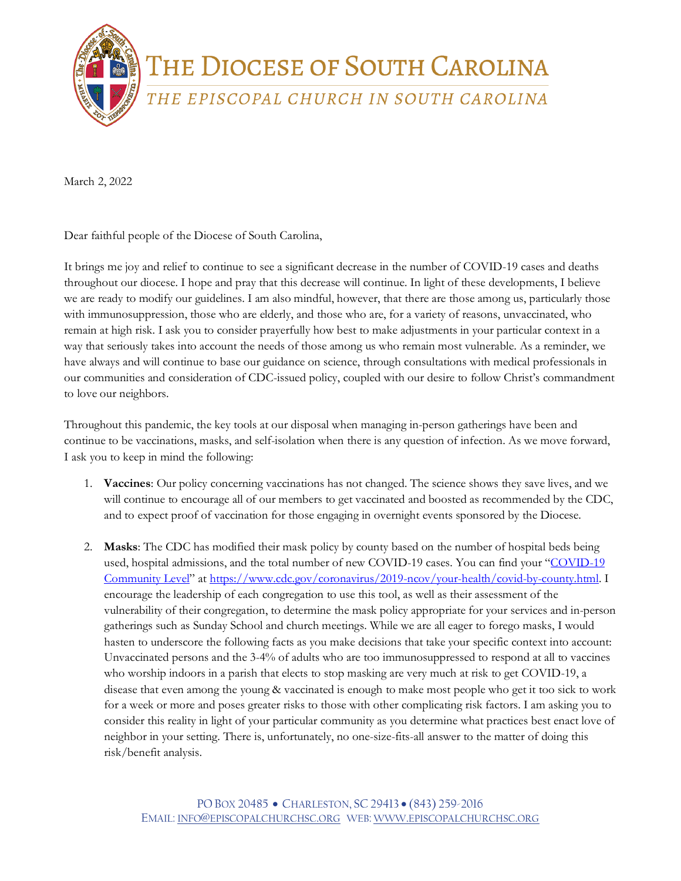# The Diocese of South Carolina

*The Episcopal Church in South Carolina*

March 2, 2022

Dear faithful people of the Diocese of South Carolina,

It brings me joy and relief to continue to see a significant decrease in the number of COVID-19 cases and deaths throughout our diocese. I hope and pray that this decrease will continue. In light of these developments, I believe we are ready to modify our guidelines. I am also mindful, however, that there are those among us, particularly those with immunosuppression, those who are elderly, and those who are, for a variety of reasons, unvaccinated, who remain at high risk. I ask you to consider prayerfully how best to make adjustments in your particular context in a way that seriously takes into account the needs of those among us who remain most vulnerable. As a reminder, we have always and will continue to base our guidance on science, through consultations with medical professionals in our communities and consideration of CDC-issued policy, coupled with our desire to follow Christ's commandment to love our neighbors.

Throughout this pandemic, the key tools at our disposal when managing in-person gatherings have been and continue to be vaccinations, masks, and self-isolation when there is any question of infection. As we move forward, I ask you to keep in mind the following:

1. **Vaccines**: Our policy concerning vaccinations has not changed. The science shows they save lives, and we will continue to encourage all of our members to get vaccinated and boosted as recommended by the CDC, and to expect proof of vaccination for those engaging in overnight events sponsored by the Diocese.

2. **Masks**: The CDC has modified their mask policy by county based on the number of hospital beds being used, hospital admissions, and the total number of new COVID-19 cases. You can find your "[COVID-19 Community Level](https://www.cdc.gov/coronavirus/2019-ncov/your-health/covid-by-county.html)" at [https://www.cdc.gov/coronavirus/2019-ncov/your-health/covid-by-county.html](https://www.cdc.gov/coronavirus/2019-ncov/your-health/covid-by-county.html). I encourage the leadership of each congregation to use this tool, as well as their assessment of the vulnerability of their congregation, to determine the mask policy appropriate for your services and in-person gatherings such as Sunday School and church meetings. While we are all eager to forego masks, I would hasten to underscore the following facts as you make decisions that take your specific context into account: Unvaccinated persons and the 3-4% of adults who are too immunosuppressed to respond at all to vaccines who worship indoors in a parish that elects to stop masking are very much at risk to get COVID-19, a disease that even among the young & vaccinated is enough to make most people who get it too sick to work for a week or more and poses greater risks to those with other complicating risk factors. I am asking you to consider this reality in light of your particular community as you determine what practices best enact love of neighbor in your setting. There is, unfortunately, no one-size-fits-all answer to the matter of doing this risk/benefit analysis.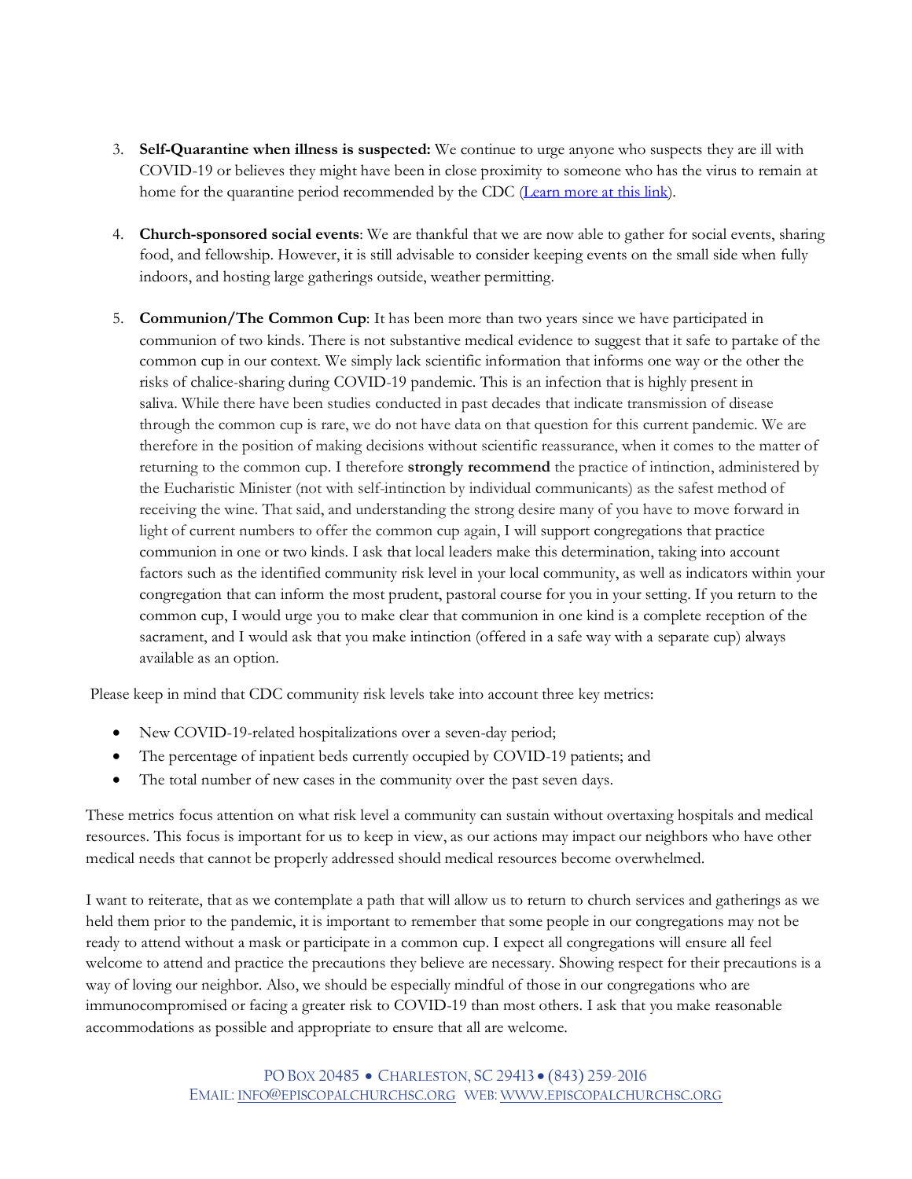3. **Self-Quarantine when illness is suspected:** We continue to urge anyone who suspects they are ill with COVID-19 or believes they might have been in close proximity to someone who has the virus to remain at home for the quarantine period recommended by the CDC (Learn more at this link).

4. **Church-sponsored social events**: We are thankful that we are now able to gather for social events, sharing food, and fellowship. However, it is still advisable to consider keeping events on the small side when fully indoors, and hosting large gatherings outside, weather permitting.

5. **Communion/The Common Cup**: It has been more than two years since we have participated in communion of two kinds. There is not substantive medical evidence to suggest that it safe to partake of the common cup in our context. We simply lack scientific information that informs one way or the other the risks of chalice-sharing during COVID-19 pandemic. This is an infection that is highly present in saliva. While there have been studies conducted in past decades that indicate transmission of disease through the common cup is rare, we do not have data on that question for this current pandemic. We are therefore in the position of making decisions without scientific reassurance, when it comes to the matter of returning to the common cup. I therefore **strongly recommend** the practice of intinction, administered by the Eucharistic Minister (not with self-intinction by individual communicants) as the safest method of receiving the wine. That said, and understanding the strong desire many of you have to move forward in light of current numbers to offer the common cup again, I will support congregations that practice communion in one or two kinds. I ask that local leaders make this determination, taking into account factors such as the identified community risk level in your local community, as well as indicators within your congregation that can inform the most prudent, pastoral course for you in your setting. If you return to the common cup, I would urge you to make clear that communion in one kind is a complete reception of the sacrament, and I would ask that you make intinction (offered in a safe way with a separate cup) always available as an option.

Please keep in mind that CDC community risk levels take into account three key metrics:

- New COVID-19-related hospitalizations over a seven-day period;
- The percentage of inpatient beds currently occupied by COVID-19 patients; and
- The total number of new cases in the community over the past seven days.

These metrics focus attention on what risk level a community can sustain without overtaxing hospitals and medical resources. This focus is important for us to keep in view, as our actions may impact our neighbors who have other medical needs that cannot be properly addressed should medical resources become overwhelmed.

I want to reiterate, that as we contemplate a path that will allow us to return to church services and gatherings as we held them prior to the pandemic, it is important to remember that some people in our congregations may not be ready to attend without a mask or participate in a common cup. I expect all congregations will ensure all feel welcome to attend and practice the precautions they believe are necessary. Showing respect for their precautions is a way of loving our neighbor. Also, we should be especially mindful of those in our congregations who are immunocompromised or facing a greater risk to COVID-19 than most others. I ask that you make reasonable accommodations as possible and appropriate to ensure that all are welcome.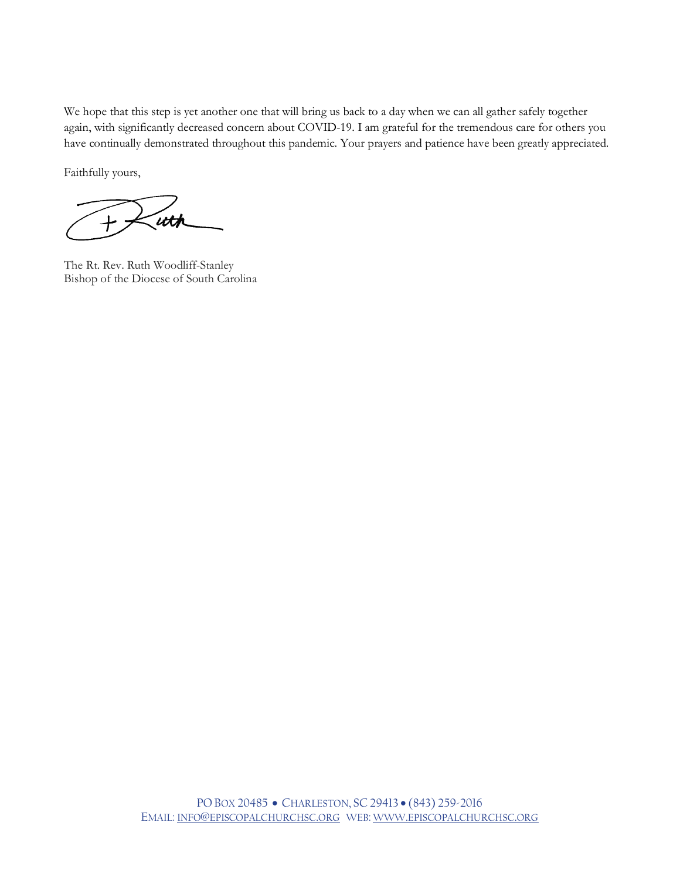We hope that this step is yet another one that will bring us back to a day when we can all gather safely together again, with significantly decreased concern about COVID-19. I am grateful for the tremendous care for others you have continually demonstrated throughout this pandemic. Your prayers and patience have been greatly appreciated.

Faithfully yours,

+Ruth

The Rt. Rev. Ruth Woodliff-Stanley
Bishop of the Diocese of South Carolina

PO Box 20485 • Charleston, SC 29413 • (843) 259-2016
Email: info@episcopalchurchsc.org Web: www.episcopalchurchsc.org